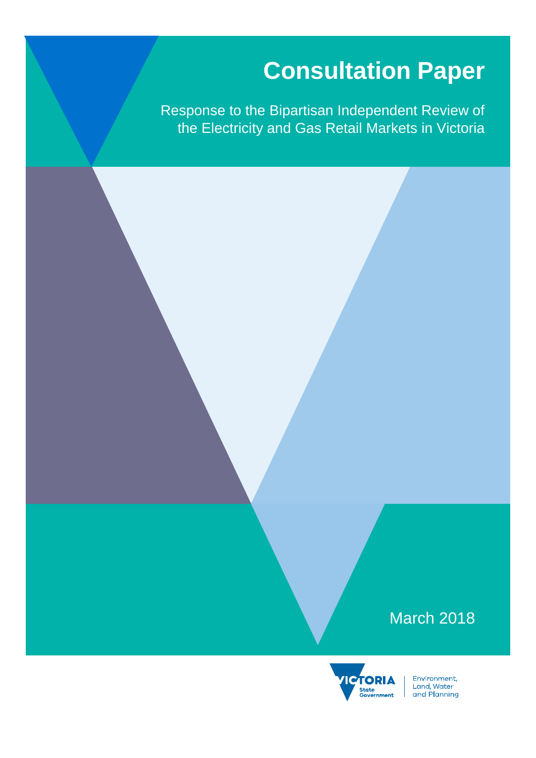# Consultation Paper

Response to the Bipartisan Independent Review of the Electricity and Gas Retail Markets in Victoria

March 2018

VICTORIA State Government | Environment, Land, Water and Planning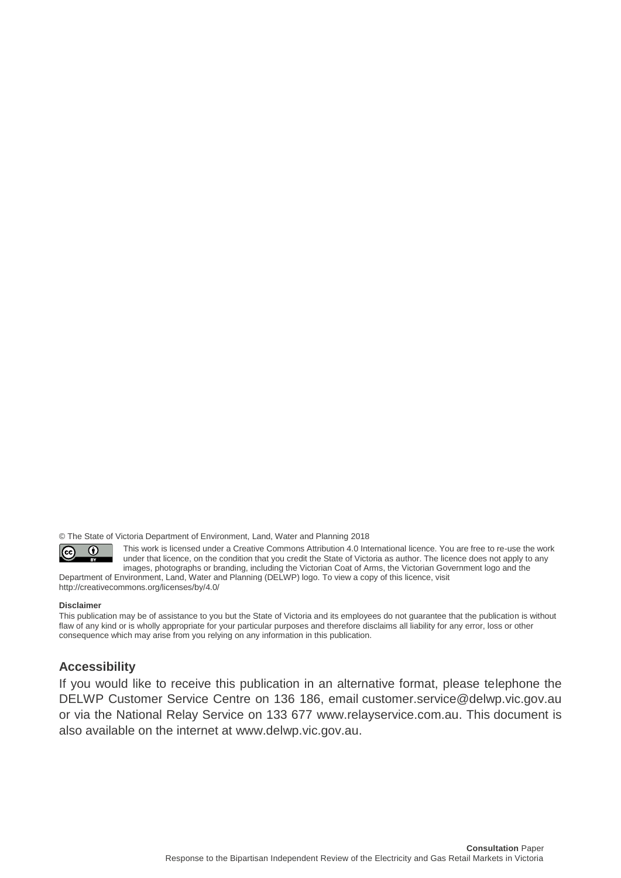© The State of Victoria Department of Environment, Land, Water and Planning 2018

This work is licensed under a Creative Commons Attribution 4.0 International licence. You are free to re-use the work under that licence, on the condition that you credit the State of Victoria as author. The licence does not apply to any images, photographs or branding, including the Victorian Coat of Arms, the Victorian Government logo and the Department of Environment, Land, Water and Planning (DELWP) logo. To view a copy of this licence, visit http://creativecommons.org/licenses/by/4.0/

**Disclaimer**

This publication may be of assistance to you but the State of Victoria and its employees do not guarantee that the publication is without flaw of any kind or is wholly appropriate for your particular purposes and therefore disclaims all liability for any error, loss or other consequence which may arise from you relying on any information in this publication.

## Accessibility

If you would like to receive this publication in an alternative format, please telephone the DELWP Customer Service Centre on 136 186, email customer.service@delwp.vic.gov.au or via the National Relay Service on 133 677 www.relayservice.com.au. This document is also available on the internet at www.delwp.vic.gov.au.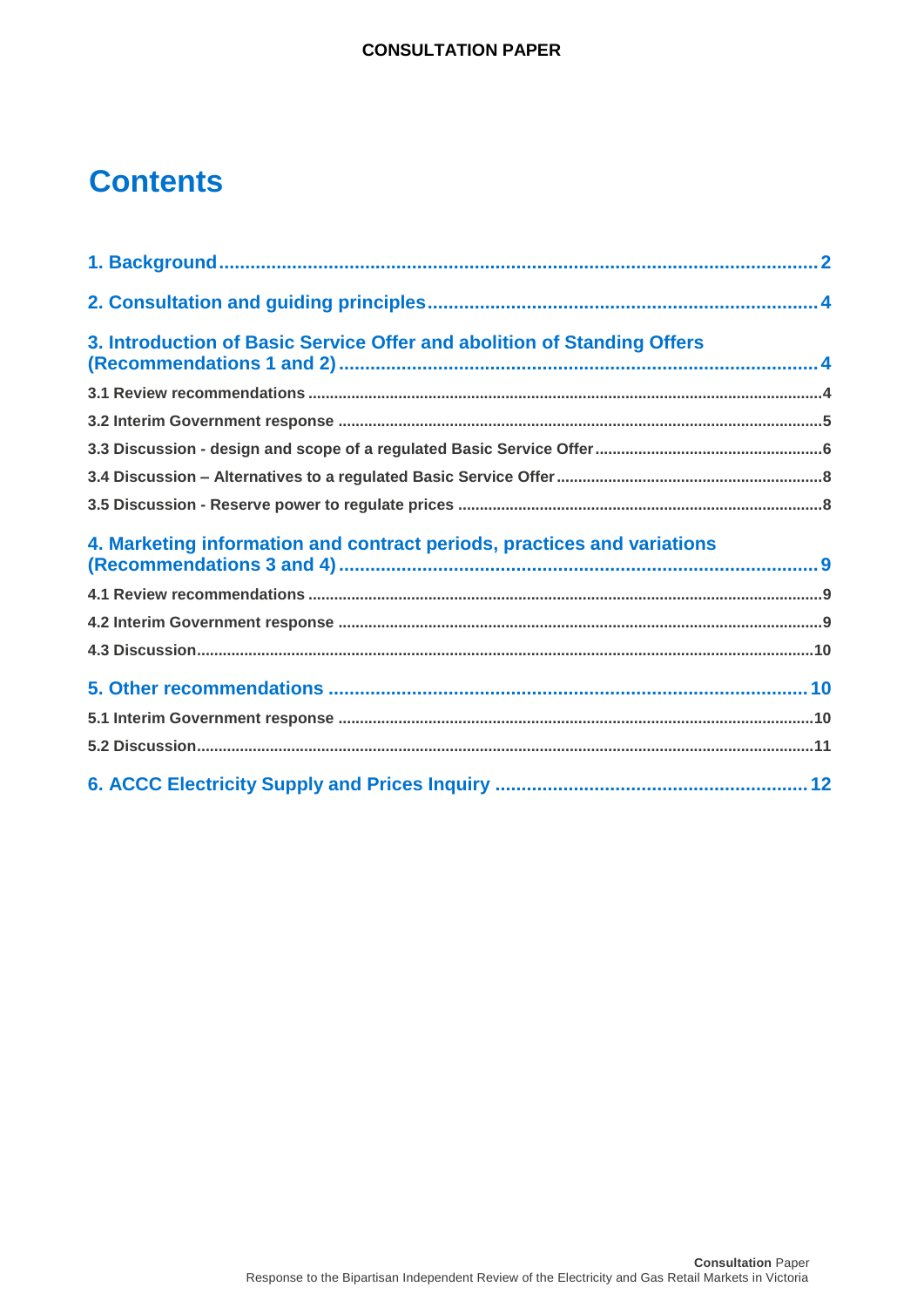# Contents

1. Background ... 2

2. Consultation and guiding principles ... 4

3. Introduction of Basic Service Offer and abolition of Standing Offers (Recommendations 1 and 2) ... 4

- 3.1 Review recommendations ... 4
- 3.2 Interim Government response ... 5
- 3.3 Discussion - design and scope of a regulated Basic Service Offer ... 6
- 3.4 Discussion – Alternatives to a regulated Basic Service Offer ... 8
- 3.5 Discussion - Reserve power to regulate prices ... 8

4. Marketing information and contract periods, practices and variations (Recommendations 3 and 4) ... 9

- 4.1 Review recommendations ... 9
- 4.2 Interim Government response ... 9
- 4.3 Discussion ... 10

5. Other recommendations ... 10

- 5.1 Interim Government response ... 10
- 5.2 Discussion ... 11

6. ACCC Electricity Supply and Prices Inquiry ... 12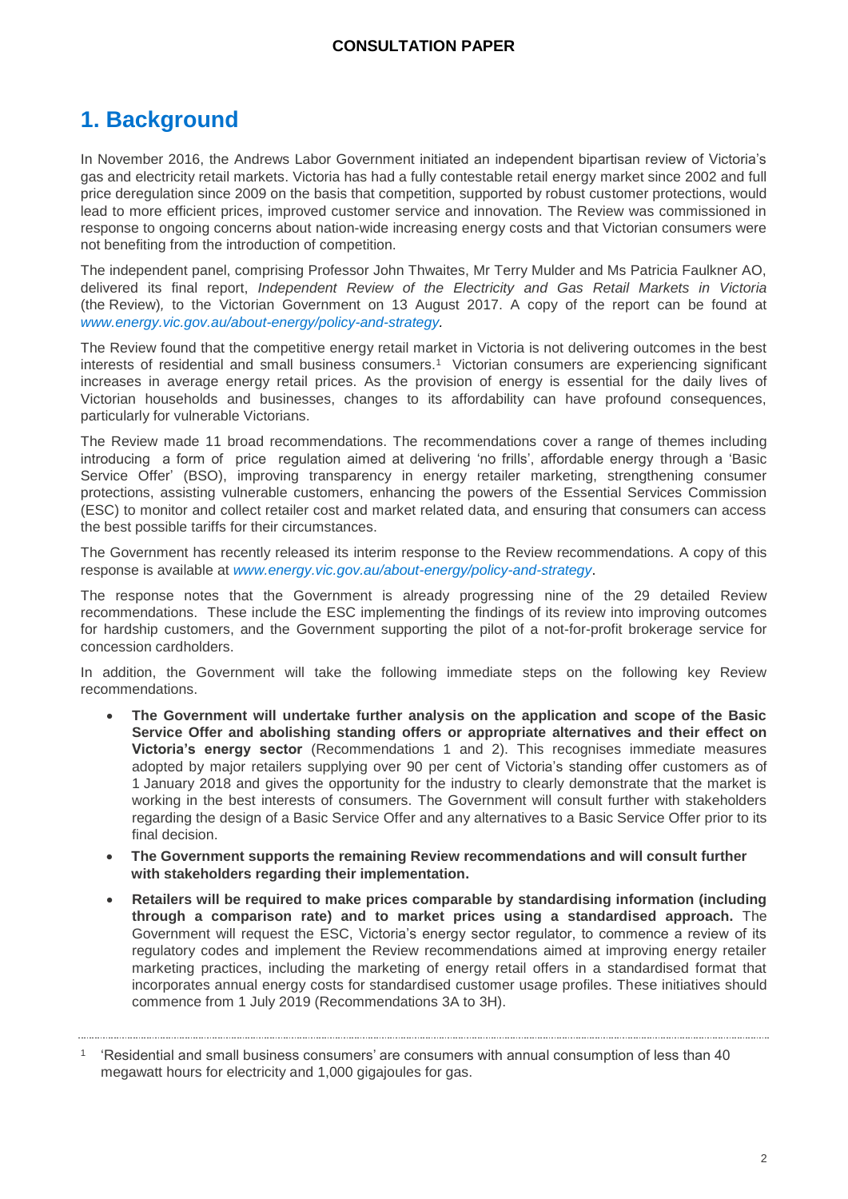# 1. Background

In November 2016, the Andrews Labor Government initiated an independent bipartisan review of Victoria's gas and electricity retail markets. Victoria has had a fully contestable retail energy market since 2002 and full price deregulation since 2009 on the basis that competition, supported by robust customer protections, would lead to more efficient prices, improved customer service and innovation. The Review was commissioned in response to ongoing concerns about nation-wide increasing energy costs and that Victorian consumers were not benefiting from the introduction of competition.

The independent panel, comprising Professor John Thwaites, Mr Terry Mulder and Ms Patricia Faulkner AO, delivered its final report, *Independent Review of the Electricity and Gas Retail Markets in Victoria* (the Review), to the Victorian Government on 13 August 2017. A copy of the report can be found at *www.energy.vic.gov.au/about-energy/policy-and-strategy.*

The Review found that the competitive energy retail market in Victoria is not delivering outcomes in the best interests of residential and small business consumers.[1] Victorian consumers are experiencing significant increases in average energy retail prices. As the provision of energy is essential for the daily lives of Victorian households and businesses, changes to its affordability can have profound consequences, particularly for vulnerable Victorians.

The Review made 11 broad recommendations. The recommendations cover a range of themes including introducing a form of price regulation aimed at delivering 'no frills', affordable energy through a 'Basic Service Offer' (BSO), improving transparency in energy retailer marketing, strengthening consumer protections, assisting vulnerable customers, enhancing the powers of the Essential Services Commission (ESC) to monitor and collect retailer cost and market related data, and ensuring that consumers can access the best possible tariffs for their circumstances.

The Government has recently released its interim response to the Review recommendations. A copy of this response is available at *www.energy.vic.gov.au/about-energy/policy-and-strategy*.

The response notes that the Government is already progressing nine of the 29 detailed Review recommendations. These include the ESC implementing the findings of its review into improving outcomes for hardship customers, and the Government supporting the pilot of a not-for-profit brokerage service for concession cardholders.

In addition, the Government will take the following immediate steps on the following key Review recommendations.

- **The Government will undertake further analysis on the application and scope of the Basic Service Offer and abolishing standing offers or appropriate alternatives and their effect on Victoria's energy sector** (Recommendations 1 and 2). This recognises immediate measures adopted by major retailers supplying over 90 per cent of Victoria's standing offer customers as of 1 January 2018 and gives the opportunity for the industry to clearly demonstrate that the market is working in the best interests of consumers. The Government will consult further with stakeholders regarding the design of a Basic Service Offer and any alternatives to a Basic Service Offer prior to its final decision.
- **The Government supports the remaining Review recommendations and will consult further with stakeholders regarding their implementation.**
- **Retailers will be required to make prices comparable by standardising information (including through a comparison rate) and to market prices using a standardised approach.** The Government will request the ESC, Victoria's energy sector regulator, to commence a review of its regulatory codes and implement the Review recommendations aimed at improving energy retailer marketing practices, including the marketing of energy retail offers in a standardised format that incorporates annual energy costs for standardised customer usage profiles. These initiatives should commence from 1 July 2019 (Recommendations 3A to 3H).

---

[1] 'Residential and small business consumers' are consumers with annual consumption of less than 40 megawatt hours for electricity and 1,000 gigajoules for gas.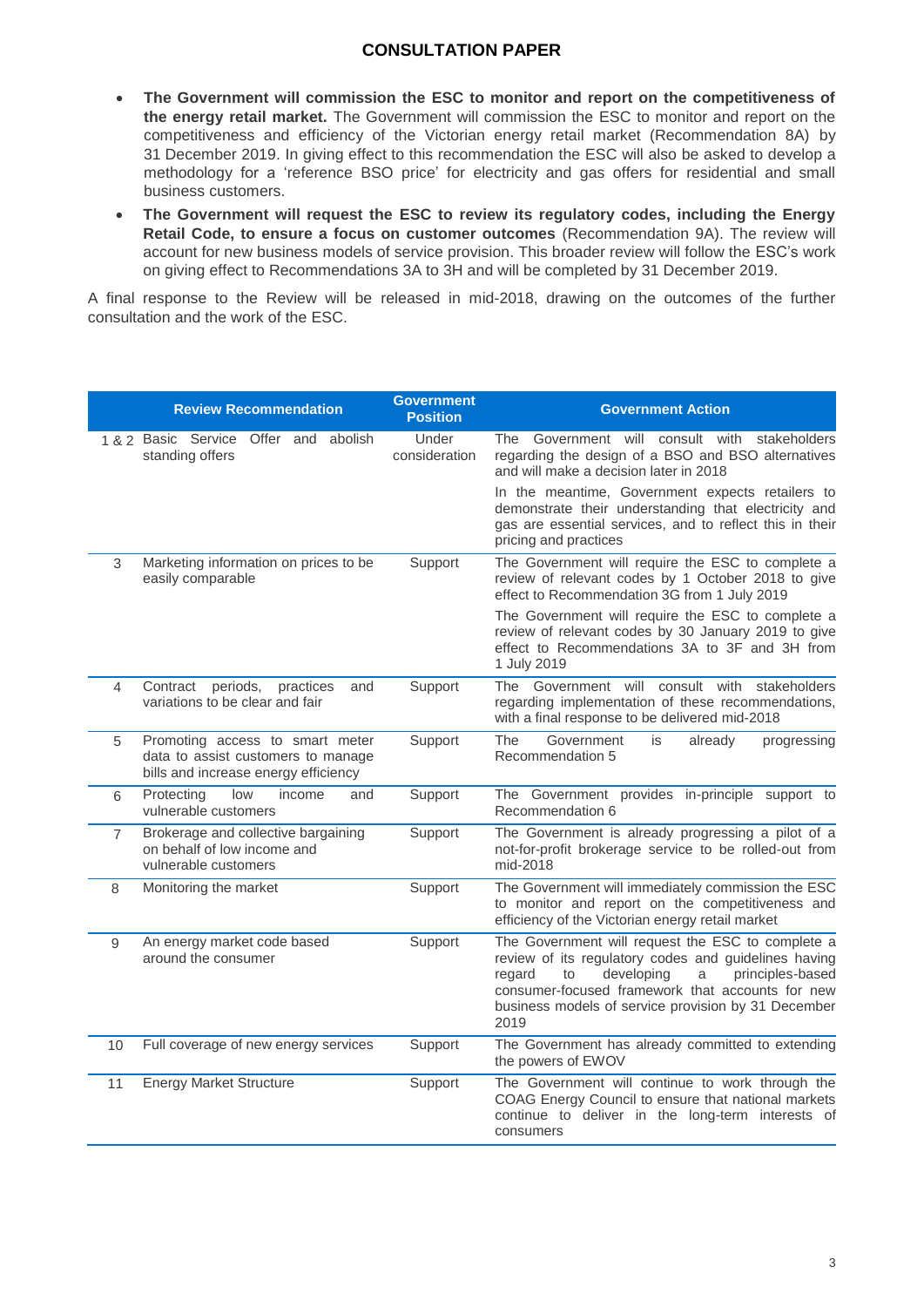- **The Government will commission the ESC to monitor and report on the competitiveness of the energy retail market.** The Government will commission the ESC to monitor and report on the competitiveness and efficiency of the Victorian energy retail market (Recommendation 8A) by 31 December 2019. In giving effect to this recommendation the ESC will also be asked to develop a methodology for a 'reference BSO price' for electricity and gas offers for residential and small business customers.
- **The Government will request the ESC to review its regulatory codes, including the Energy Retail Code, to ensure a focus on customer outcomes** (Recommendation 9A). The review will account for new business models of service provision. This broader review will follow the ESC's work on giving effect to Recommendations 3A to 3H and will be completed by 31 December 2019.

A final response to the Review will be released in mid-2018, drawing on the outcomes of the further consultation and the work of the ESC.

| | Review Recommendation | Government Position | Government Action |
|---|---|---|---|
| 1 & 2 | Basic Service Offer and abolish standing offers | Under consideration | The Government will consult with stakeholders regarding the design of a BSO and BSO alternatives and will make a decision later in 2018<br><br>In the meantime, Government expects retailers to demonstrate their understanding that electricity and gas are essential services, and to reflect this in their pricing and practices |
| 3 | Marketing information on prices to be easily comparable | Support | The Government will require the ESC to complete a review of relevant codes by 1 October 2018 to give effect to Recommendation 3G from 1 July 2019<br><br>The Government will require the ESC to complete a review of relevant codes by 30 January 2019 to give effect to Recommendations 3A to 3F and 3H from 1 July 2019 |
| 4 | Contract periods, practices and variations to be clear and fair | Support | The Government will consult with stakeholders regarding implementation of these recommendations, with a final response to be delivered mid-2018 |
| 5 | Promoting access to smart meter data to assist customers to manage bills and increase energy efficiency | Support | The Government is already progressing Recommendation 5 |
| 6 | Protecting low income and vulnerable customers | Support | The Government provides in-principle support to Recommendation 6 |
| 7 | Brokerage and collective bargaining on behalf of low income and vulnerable customers | Support | The Government is already progressing a pilot of a not-for-profit brokerage service to be rolled-out from mid-2018 |
| 8 | Monitoring the market | Support | The Government will immediately commission the ESC to monitor and report on the competitiveness and efficiency of the Victorian energy retail market |
| 9 | An energy market code based around the consumer | Support | The Government will request the ESC to complete a review of its regulatory codes and guidelines having regard to developing a principles-based consumer-focused framework that accounts for new business models of service provision by 31 December 2019 |
| 10 | Full coverage of new energy services | Support | The Government has already committed to extending the powers of EWOV |
| 11 | Energy Market Structure | Support | The Government will continue to work through the COAG Energy Council to ensure that national markets continue to deliver in the long-term interests of consumers |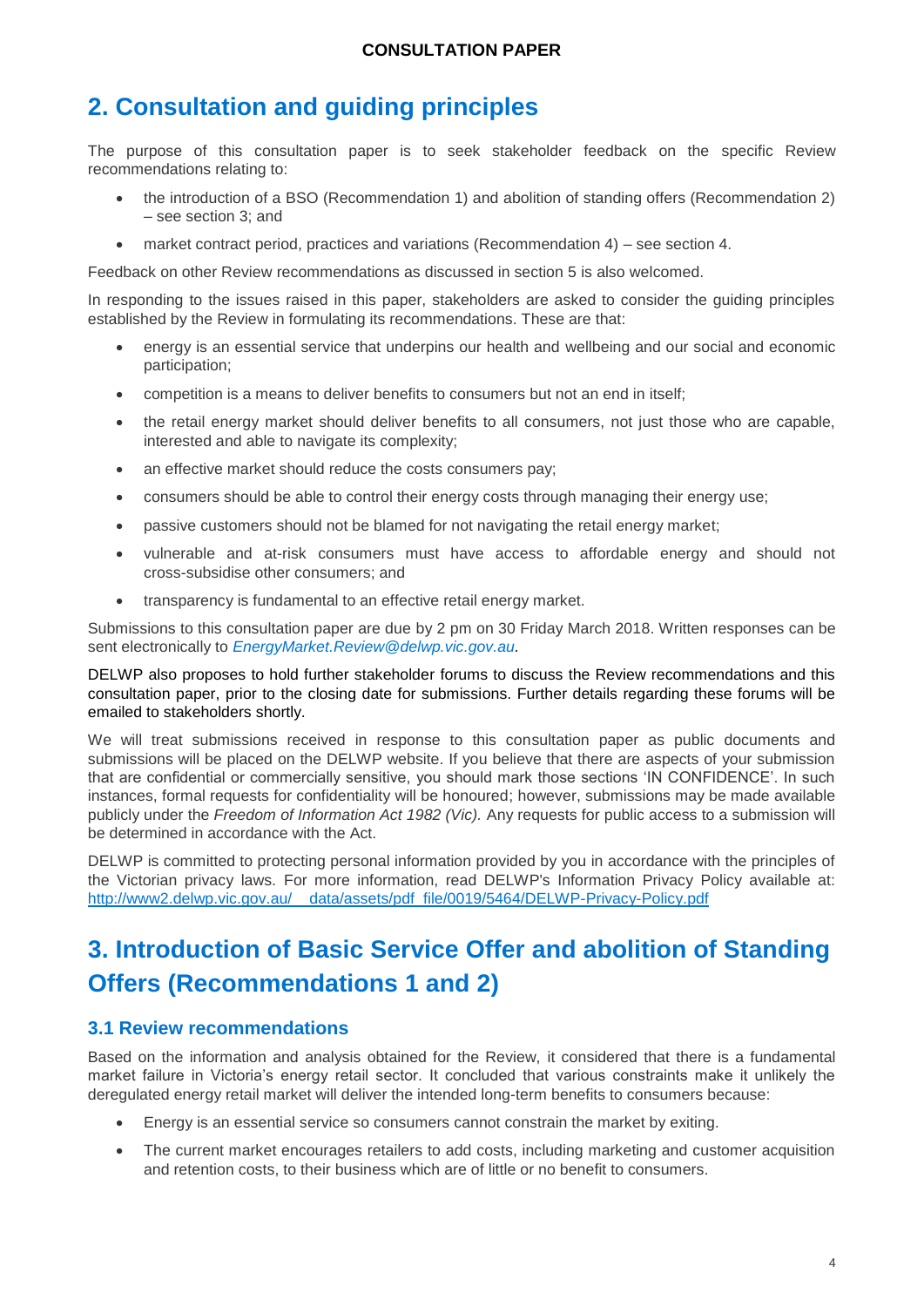## 2. Consultation and guiding principles

The purpose of this consultation paper is to seek stakeholder feedback on the specific Review recommendations relating to:

- the introduction of a BSO (Recommendation 1) and abolition of standing offers (Recommendation 2) – see section 3; and
- market contract period, practices and variations (Recommendation 4) – see section 4.

Feedback on other Review recommendations as discussed in section 5 is also welcomed.

In responding to the issues raised in this paper, stakeholders are asked to consider the guiding principles established by the Review in formulating its recommendations. These are that:

- energy is an essential service that underpins our health and wellbeing and our social and economic participation;
- competition is a means to deliver benefits to consumers but not an end in itself;
- the retail energy market should deliver benefits to all consumers, not just those who are capable, interested and able to navigate its complexity;
- an effective market should reduce the costs consumers pay;
- consumers should be able to control their energy costs through managing their energy use;
- passive customers should not be blamed for not navigating the retail energy market;
- vulnerable and at-risk consumers must have access to affordable energy and should not cross-subsidise other consumers; and
- transparency is fundamental to an effective retail energy market.

Submissions to this consultation paper are due by 2 pm on 30 Friday March 2018. Written responses can be sent electronically to *EnergyMarket.Review@delwp.vic.gov.au*.

DELWP also proposes to hold further stakeholder forums to discuss the Review recommendations and this consultation paper, prior to the closing date for submissions. Further details regarding these forums will be emailed to stakeholders shortly.

We will treat submissions received in response to this consultation paper as public documents and submissions will be placed on the DELWP website. If you believe that there are aspects of your submission that are confidential or commercially sensitive, you should mark those sections 'IN CONFIDENCE'. In such instances, formal requests for confidentiality will be honoured; however, submissions may be made available publicly under the *Freedom of Information Act 1982 (Vic).* Any requests for public access to a submission will be determined in accordance with the Act.

DELWP is committed to protecting personal information provided by you in accordance with the principles of the Victorian privacy laws. For more information, read DELWP's Information Privacy Policy available at: http://www2.delwp.vic.gov.au/__data/assets/pdf_file/0019/5464/DELWP-Privacy-Policy.pdf

## 3. Introduction of Basic Service Offer and abolition of Standing Offers (Recommendations 1 and 2)

### 3.1 Review recommendations

Based on the information and analysis obtained for the Review, it considered that there is a fundamental market failure in Victoria's energy retail sector. It concluded that various constraints make it unlikely the deregulated energy retail market will deliver the intended long-term benefits to consumers because:

- Energy is an essential service so consumers cannot constrain the market by exiting.
- The current market encourages retailers to add costs, including marketing and customer acquisition and retention costs, to their business which are of little or no benefit to consumers.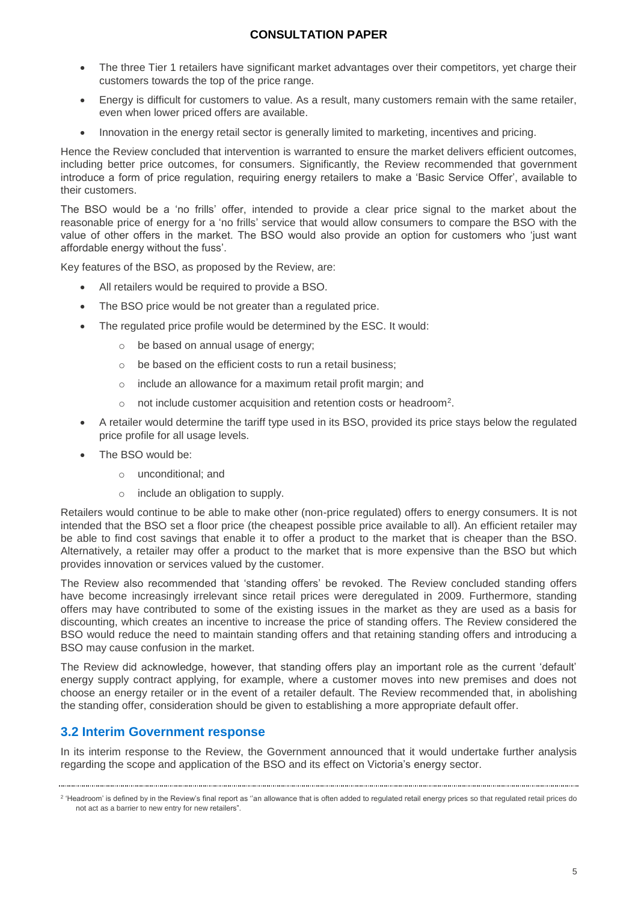- The three Tier 1 retailers have significant market advantages over their competitors, yet charge their customers towards the top of the price range.
- Energy is difficult for customers to value. As a result, many customers remain with the same retailer, even when lower priced offers are available.
- Innovation in the energy retail sector is generally limited to marketing, incentives and pricing.

Hence the Review concluded that intervention is warranted to ensure the market delivers efficient outcomes, including better price outcomes, for consumers. Significantly, the Review recommended that government introduce a form of price regulation, requiring energy retailers to make a 'Basic Service Offer', available to their customers.

The BSO would be a 'no frills' offer, intended to provide a clear price signal to the market about the reasonable price of energy for a 'no frills' service that would allow consumers to compare the BSO with the value of other offers in the market. The BSO would also provide an option for customers who 'just want affordable energy without the fuss'.

Key features of the BSO, as proposed by the Review, are:

- All retailers would be required to provide a BSO.
- The BSO price would be not greater than a regulated price.
- The regulated price profile would be determined by the ESC. It would:
  - be based on annual usage of energy;
  - be based on the efficient costs to run a retail business;
  - include an allowance for a maximum retail profit margin; and
  - not include customer acquisition and retention costs or headroom[2].
- A retailer would determine the tariff type used in its BSO, provided its price stays below the regulated price profile for all usage levels.
- The BSO would be:
  - unconditional; and
  - include an obligation to supply.

Retailers would continue to be able to make other (non-price regulated) offers to energy consumers. It is not intended that the BSO set a floor price (the cheapest possible price available to all). An efficient retailer may be able to find cost savings that enable it to offer a product to the market that is cheaper than the BSO. Alternatively, a retailer may offer a product to the market that is more expensive than the BSO but which provides innovation or services valued by the customer.

The Review also recommended that 'standing offers' be revoked. The Review concluded standing offers have become increasingly irrelevant since retail prices were deregulated in 2009. Furthermore, standing offers may have contributed to some of the existing issues in the market as they are used as a basis for discounting, which creates an incentive to increase the price of standing offers. The Review considered the BSO would reduce the need to maintain standing offers and that retaining standing offers and introducing a BSO may cause confusion in the market.

The Review did acknowledge, however, that standing offers play an important role as the current 'default' energy supply contract applying, for example, where a customer moves into new premises and does not choose an energy retailer or in the event of a retailer default. The Review recommended that, in abolishing the standing offer, consideration should be given to establishing a more appropriate default offer.

## 3.2 Interim Government response

In its interim response to the Review, the Government announced that it would undertake further analysis regarding the scope and application of the BSO and its effect on Victoria's energy sector.

[2] 'Headroom' is defined by in the Review's final report as ''an allowance that is often added to regulated retail energy prices so that regulated retail prices do not act as a barrier to new entry for new retailers".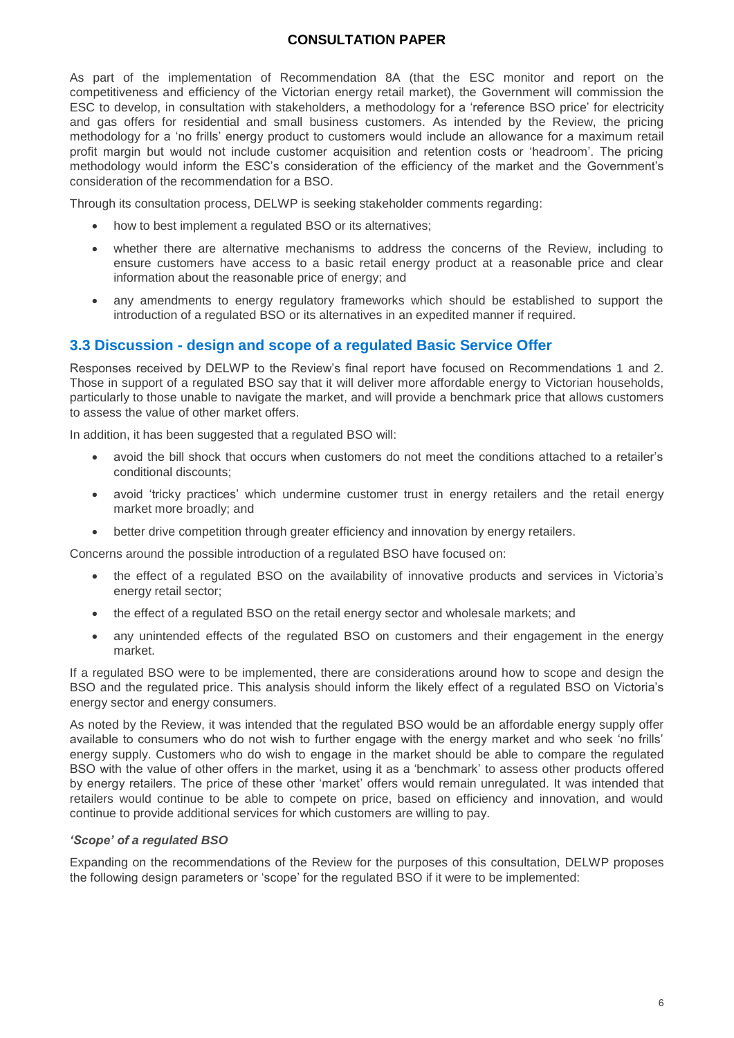As part of the implementation of Recommendation 8A (that the ESC monitor and report on the competitiveness and efficiency of the Victorian energy retail market), the Government will commission the ESC to develop, in consultation with stakeholders, a methodology for a 'reference BSO price' for electricity and gas offers for residential and small business customers. As intended by the Review, the pricing methodology for a 'no frills' energy product to customers would include an allowance for a maximum retail profit margin but would not include customer acquisition and retention costs or 'headroom'. The pricing methodology would inform the ESC's consideration of the efficiency of the market and the Government's consideration of the recommendation for a BSO.

Through its consultation process, DELWP is seeking stakeholder comments regarding:

- how to best implement a regulated BSO or its alternatives;
- whether there are alternative mechanisms to address the concerns of the Review, including to ensure customers have access to a basic retail energy product at a reasonable price and clear information about the reasonable price of energy; and
- any amendments to energy regulatory frameworks which should be established to support the introduction of a regulated BSO or its alternatives in an expedited manner if required.

## 3.3 Discussion - design and scope of a regulated Basic Service Offer

Responses received by DELWP to the Review's final report have focused on Recommendations 1 and 2. Those in support of a regulated BSO say that it will deliver more affordable energy to Victorian households, particularly to those unable to navigate the market, and will provide a benchmark price that allows customers to assess the value of other market offers.

In addition, it has been suggested that a regulated BSO will:

- avoid the bill shock that occurs when customers do not meet the conditions attached to a retailer's conditional discounts;
- avoid 'tricky practices' which undermine customer trust in energy retailers and the retail energy market more broadly; and
- better drive competition through greater efficiency and innovation by energy retailers.

Concerns around the possible introduction of a regulated BSO have focused on:

- the effect of a regulated BSO on the availability of innovative products and services in Victoria's energy retail sector;
- the effect of a regulated BSO on the retail energy sector and wholesale markets; and
- any unintended effects of the regulated BSO on customers and their engagement in the energy market.

If a regulated BSO were to be implemented, there are considerations around how to scope and design the BSO and the regulated price. This analysis should inform the likely effect of a regulated BSO on Victoria's energy sector and energy consumers.

As noted by the Review, it was intended that the regulated BSO would be an affordable energy supply offer available to consumers who do not wish to further engage with the energy market and who seek 'no frills' energy supply. Customers who do wish to engage in the market should be able to compare the regulated BSO with the value of other offers in the market, using it as a 'benchmark' to assess other products offered by energy retailers. The price of these other 'market' offers would remain unregulated. It was intended that retailers would continue to be able to compete on price, based on efficiency and innovation, and would continue to provide additional services for which customers are willing to pay.

#### *'Scope' of a regulated BSO*

Expanding on the recommendations of the Review for the purposes of this consultation, DELWP proposes the following design parameters or 'scope' for the regulated BSO if it were to be implemented: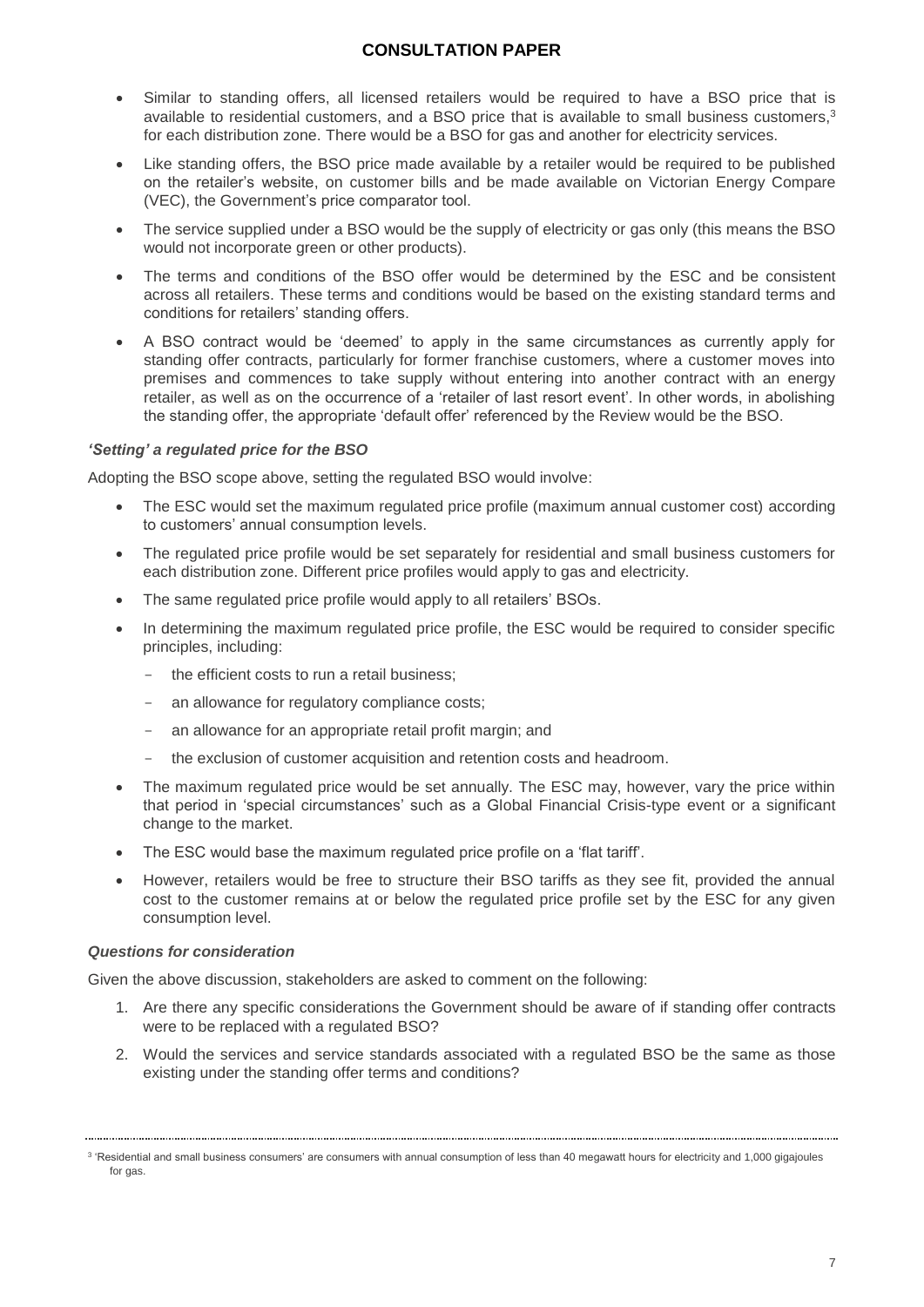- Similar to standing offers, all licensed retailers would be required to have a BSO price that is available to residential customers, and a BSO price that is available to small business customers,[3] for each distribution zone. There would be a BSO for gas and another for electricity services.
- Like standing offers, the BSO price made available by a retailer would be required to be published on the retailer's website, on customer bills and be made available on Victorian Energy Compare (VEC), the Government's price comparator tool.
- The service supplied under a BSO would be the supply of electricity or gas only (this means the BSO would not incorporate green or other products).
- The terms and conditions of the BSO offer would be determined by the ESC and be consistent across all retailers. These terms and conditions would be based on the existing standard terms and conditions for retailers' standing offers.
- A BSO contract would be 'deemed' to apply in the same circumstances as currently apply for standing offer contracts, particularly for former franchise customers, where a customer moves into premises and commences to take supply without entering into another contract with an energy retailer, as well as on the occurrence of a 'retailer of last resort event'. In other words, in abolishing the standing offer, the appropriate 'default offer' referenced by the Review would be the BSO.

### *'Setting' a regulated price for the BSO*

Adopting the BSO scope above, setting the regulated BSO would involve:

- The ESC would set the maximum regulated price profile (maximum annual customer cost) according to customers' annual consumption levels.
- The regulated price profile would be set separately for residential and small business customers for each distribution zone. Different price profiles would apply to gas and electricity.
- The same regulated price profile would apply to all retailers' BSOs.
- In determining the maximum regulated price profile, the ESC would be required to consider specific principles, including:
  - the efficient costs to run a retail business;
  - an allowance for regulatory compliance costs;
  - an allowance for an appropriate retail profit margin; and
  - the exclusion of customer acquisition and retention costs and headroom.
- The maximum regulated price would be set annually. The ESC may, however, vary the price within that period in 'special circumstances' such as a Global Financial Crisis-type event or a significant change to the market.
- The ESC would base the maximum regulated price profile on a 'flat tariff'.
- However, retailers would be free to structure their BSO tariffs as they see fit, provided the annual cost to the customer remains at or below the regulated price profile set by the ESC for any given consumption level.

### *Questions for consideration*

Given the above discussion, stakeholders are asked to comment on the following:

1. Are there any specific considerations the Government should be aware of if standing offer contracts were to be replaced with a regulated BSO?
2. Would the services and service standards associated with a regulated BSO be the same as those existing under the standing offer terms and conditions?

---

[3] 'Residential and small business consumers' are consumers with annual consumption of less than 40 megawatt hours for electricity and 1,000 gigajoules for gas.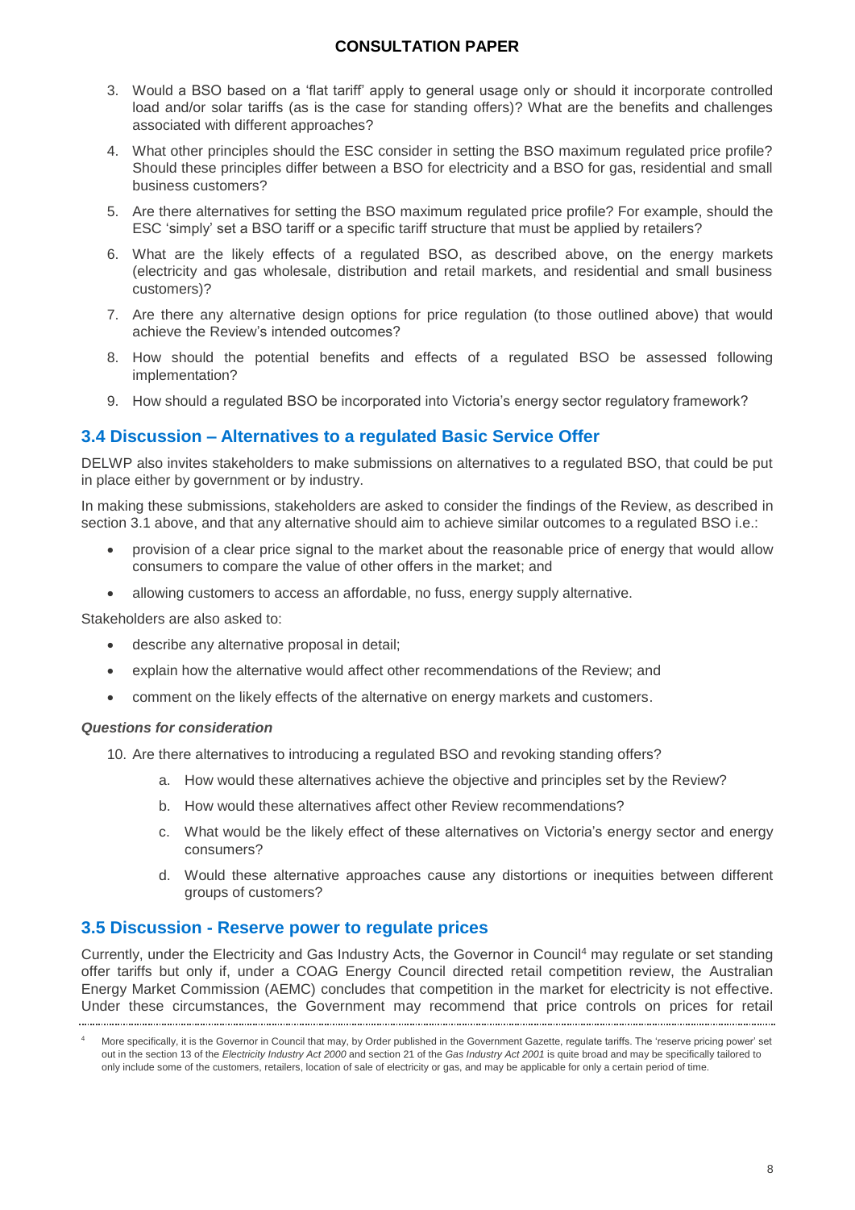3. Would a BSO based on a 'flat tariff' apply to general usage only or should it incorporate controlled load and/or solar tariffs (as is the case for standing offers)? What are the benefits and challenges associated with different approaches?
4. What other principles should the ESC consider in setting the BSO maximum regulated price profile? Should these principles differ between a BSO for electricity and a BSO for gas, residential and small business customers?
5. Are there alternatives for setting the BSO maximum regulated price profile? For example, should the ESC 'simply' set a BSO tariff or a specific tariff structure that must be applied by retailers?
6. What are the likely effects of a regulated BSO, as described above, on the energy markets (electricity and gas wholesale, distribution and retail markets, and residential and small business customers)?
7. Are there any alternative design options for price regulation (to those outlined above) that would achieve the Review's intended outcomes?
8. How should the potential benefits and effects of a regulated BSO be assessed following implementation?
9. How should a regulated BSO be incorporated into Victoria's energy sector regulatory framework?

## 3.4 Discussion – Alternatives to a regulated Basic Service Offer

DELWP also invites stakeholders to make submissions on alternatives to a regulated BSO, that could be put in place either by government or by industry.

In making these submissions, stakeholders are asked to consider the findings of the Review, as described in section 3.1 above, and that any alternative should aim to achieve similar outcomes to a regulated BSO i.e.:

- provision of a clear price signal to the market about the reasonable price of energy that would allow consumers to compare the value of other offers in the market; and
- allowing customers to access an affordable, no fuss, energy supply alternative.

Stakeholders are also asked to:

- describe any alternative proposal in detail;
- explain how the alternative would affect other recommendations of the Review; and
- comment on the likely effects of the alternative on energy markets and customers.

***Questions for consideration***

10. Are there alternatives to introducing a regulated BSO and revoking standing offers?
    a. How would these alternatives achieve the objective and principles set by the Review?
    b. How would these alternatives affect other Review recommendations?
    c. What would be the likely effect of these alternatives on Victoria's energy sector and energy consumers?
    d. Would these alternative approaches cause any distortions or inequities between different groups of customers?

## 3.5 Discussion - Reserve power to regulate prices

Currently, under the Electricity and Gas Industry Acts, the Governor in Council[4] may regulate or set standing offer tariffs but only if, under a COAG Energy Council directed retail competition review, the Australian Energy Market Commission (AEMC) concludes that competition in the market for electricity is not effective. Under these circumstances, the Government may recommend that price controls on prices for retail

[4] More specifically, it is the Governor in Council that may, by Order published in the Government Gazette, regulate tariffs. The 'reserve pricing power' set out in the section 13 of the *Electricity Industry Act 2000* and section 21 of the *Gas Industry Act 2001* is quite broad and may be specifically tailored to only include some of the customers, retailers, location of sale of electricity or gas, and may be applicable for only a certain period of time.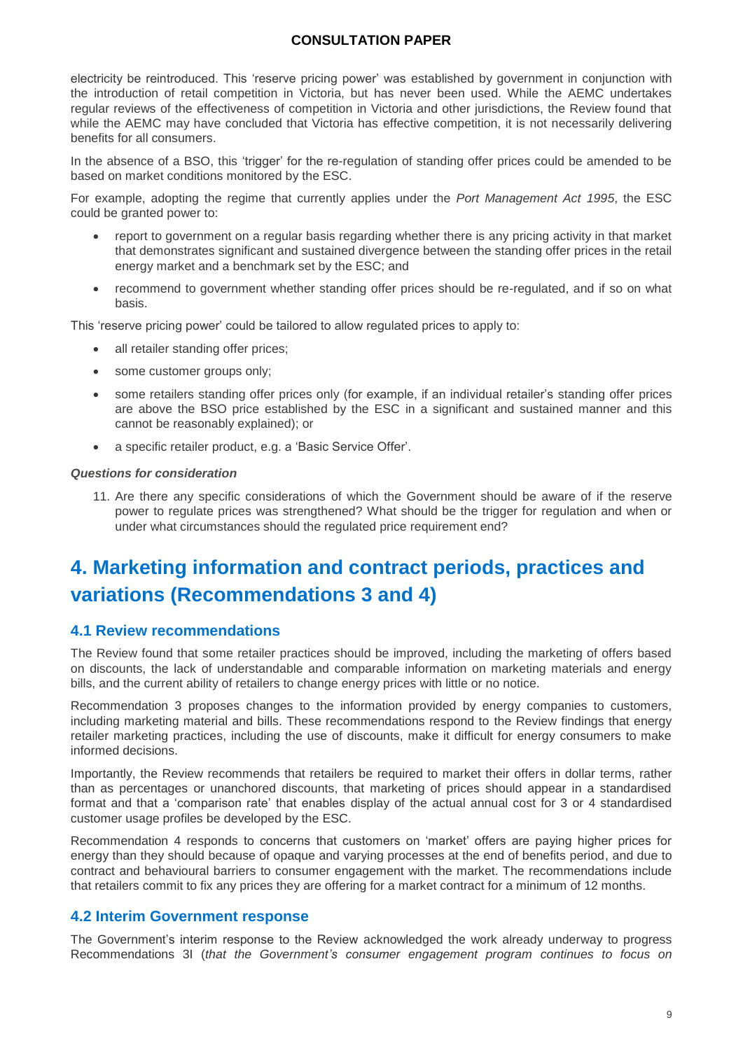electricity be reintroduced. This 'reserve pricing power' was established by government in conjunction with the introduction of retail competition in Victoria, but has never been used. While the AEMC undertakes regular reviews of the effectiveness of competition in Victoria and other jurisdictions, the Review found that while the AEMC may have concluded that Victoria has effective competition, it is not necessarily delivering benefits for all consumers.

In the absence of a BSO, this 'trigger' for the re-regulation of standing offer prices could be amended to be based on market conditions monitored by the ESC.

For example, adopting the regime that currently applies under the *Port Management Act 1995*, the ESC could be granted power to:

- report to government on a regular basis regarding whether there is any pricing activity in that market that demonstrates significant and sustained divergence between the standing offer prices in the retail energy market and a benchmark set by the ESC; and
- recommend to government whether standing offer prices should be re-regulated, and if so on what basis.

This 'reserve pricing power' could be tailored to allow regulated prices to apply to:

- all retailer standing offer prices;
- some customer groups only;
- some retailers standing offer prices only (for example, if an individual retailer's standing offer prices are above the BSO price established by the ESC in a significant and sustained manner and this cannot be reasonably explained); or
- a specific retailer product, e.g. a 'Basic Service Offer'.

***Questions for consideration***

11. Are there any specific considerations of which the Government should be aware of if the reserve power to regulate prices was strengthened? What should be the trigger for regulation and when or under what circumstances should the regulated price requirement end?

# 4. Marketing information and contract periods, practices and variations (Recommendations 3 and 4)

## 4.1 Review recommendations

The Review found that some retailer practices should be improved, including the marketing of offers based on discounts, the lack of understandable and comparable information on marketing materials and energy bills, and the current ability of retailers to change energy prices with little or no notice.

Recommendation 3 proposes changes to the information provided by energy companies to customers, including marketing material and bills. These recommendations respond to the Review findings that energy retailer marketing practices, including the use of discounts, make it difficult for energy consumers to make informed decisions.

Importantly, the Review recommends that retailers be required to market their offers in dollar terms, rather than as percentages or unanchored discounts, that marketing of prices should appear in a standardised format and that a 'comparison rate' that enables display of the actual annual cost for 3 or 4 standardised customer usage profiles be developed by the ESC.

Recommendation 4 responds to concerns that customers on 'market' offers are paying higher prices for energy than they should because of opaque and varying processes at the end of benefits period, and due to contract and behavioural barriers to consumer engagement with the market. The recommendations include that retailers commit to fix any prices they are offering for a market contract for a minimum of 12 months.

## 4.2 Interim Government response

The Government's interim response to the Review acknowledged the work already underway to progress Recommendations 3I (*that the Government's consumer engagement program continues to focus on*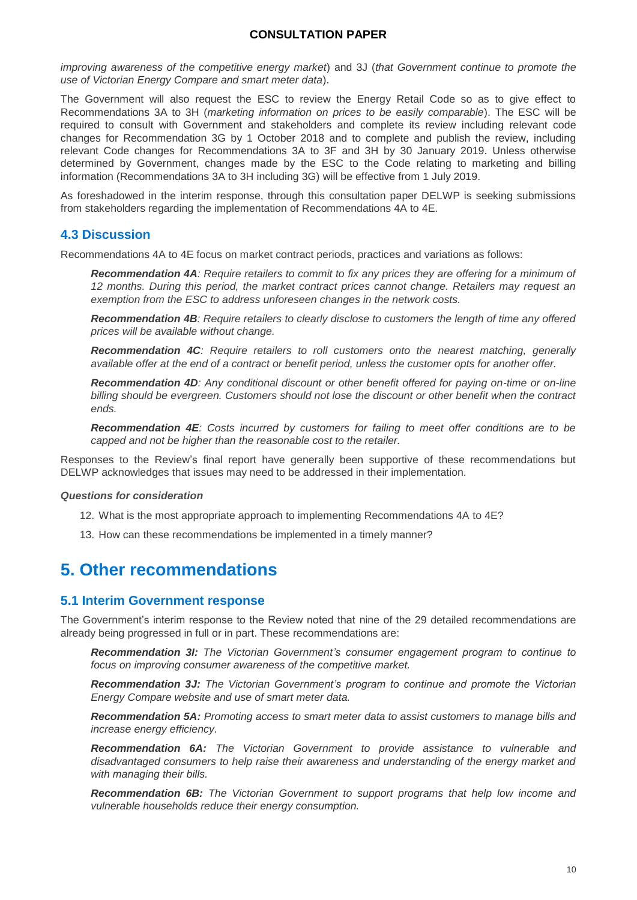*improving awareness of the competitive energy market*) and 3J (*that Government continue to promote the use of Victorian Energy Compare and smart meter data*).

The Government will also request the ESC to review the Energy Retail Code so as to give effect to Recommendations 3A to 3H (*marketing information on prices to be easily comparable*). The ESC will be required to consult with Government and stakeholders and complete its review including relevant code changes for Recommendation 3G by 1 October 2018 and to complete and publish the review, including relevant Code changes for Recommendations 3A to 3F and 3H by 30 January 2019. Unless otherwise determined by Government, changes made by the ESC to the Code relating to marketing and billing information (Recommendations 3A to 3H including 3G) will be effective from 1 July 2019.

As foreshadowed in the interim response, through this consultation paper DELWP is seeking submissions from stakeholders regarding the implementation of Recommendations 4A to 4E.

### 4.3 Discussion

Recommendations 4A to 4E focus on market contract periods, practices and variations as follows:

> ***Recommendation 4A****: Require retailers to commit to fix any prices they are offering for a minimum of 12 months. During this period, the market contract prices cannot change. Retailers may request an exemption from the ESC to address unforeseen changes in the network costs.*
>
> ***Recommendation 4B****: Require retailers to clearly disclose to customers the length of time any offered prices will be available without change.*
>
> ***Recommendation 4C****: Require retailers to roll customers onto the nearest matching, generally available offer at the end of a contract or benefit period, unless the customer opts for another offer.*
>
> ***Recommendation 4D****: Any conditional discount or other benefit offered for paying on-time or on-line billing should be evergreen. Customers should not lose the discount or other benefit when the contract ends.*
>
> ***Recommendation 4E****: Costs incurred by customers for failing to meet offer conditions are to be capped and not be higher than the reasonable cost to the retailer.*

Responses to the Review's final report have generally been supportive of these recommendations but DELWP acknowledges that issues may need to be addressed in their implementation.

***Questions for consideration***

12. What is the most appropriate approach to implementing Recommendations 4A to 4E?
13. How can these recommendations be implemented in a timely manner?

## 5. Other recommendations

### 5.1 Interim Government response

The Government's interim response to the Review noted that nine of the 29 detailed recommendations are already being progressed in full or in part. These recommendations are:

> ***Recommendation 3I:*** *The Victorian Government's consumer engagement program to continue to focus on improving consumer awareness of the competitive market.*
>
> ***Recommendation 3J:*** *The Victorian Government's program to continue and promote the Victorian Energy Compare website and use of smart meter data.*
>
> ***Recommendation 5A:*** *Promoting access to smart meter data to assist customers to manage bills and increase energy efficiency.*
>
> ***Recommendation 6A:*** *The Victorian Government to provide assistance to vulnerable and disadvantaged consumers to help raise their awareness and understanding of the energy market and with managing their bills.*
>
> ***Recommendation 6B:*** *The Victorian Government to support programs that help low income and vulnerable households reduce their energy consumption.*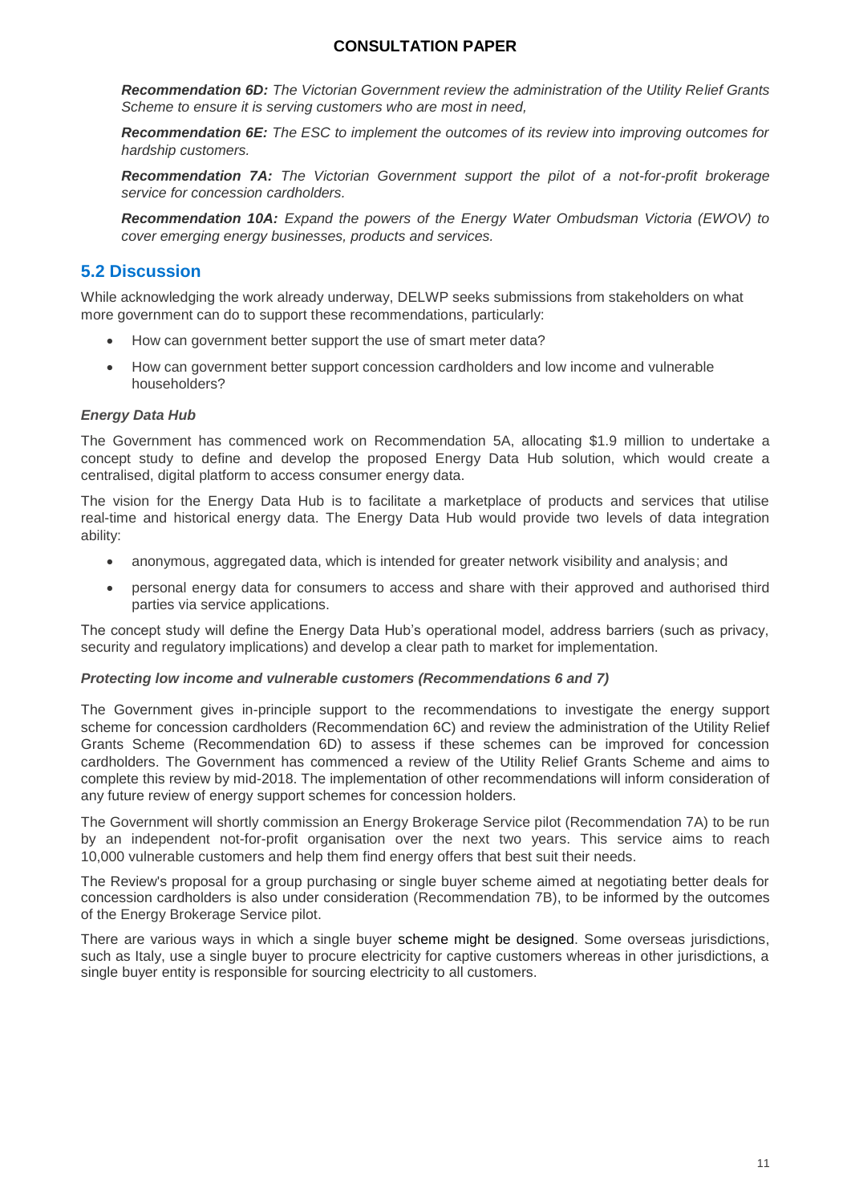***Recommendation 6D:*** *The Victorian Government review the administration of the Utility Relief Grants Scheme to ensure it is serving customers who are most in need,*

***Recommendation 6E:*** *The ESC to implement the outcomes of its review into improving outcomes for hardship customers.*

***Recommendation 7A:*** *The Victorian Government support the pilot of a not-for-profit brokerage service for concession cardholders.*

***Recommendation 10A:*** *Expand the powers of the Energy Water Ombudsman Victoria (EWOV) to cover emerging energy businesses, products and services.*

## 5.2 Discussion

While acknowledging the work already underway, DELWP seeks submissions from stakeholders on what more government can do to support these recommendations, particularly:

- How can government better support the use of smart meter data?
- How can government better support concession cardholders and low income and vulnerable householders?

***Energy Data Hub***

The Government has commenced work on Recommendation 5A, allocating $1.9 million to undertake a concept study to define and develop the proposed Energy Data Hub solution, which would create a centralised, digital platform to access consumer energy data.

The vision for the Energy Data Hub is to facilitate a marketplace of products and services that utilise real-time and historical energy data. The Energy Data Hub would provide two levels of data integration ability:

- anonymous, aggregated data, which is intended for greater network visibility and analysis; and
- personal energy data for consumers to access and share with their approved and authorised third parties via service applications.

The concept study will define the Energy Data Hub's operational model, address barriers (such as privacy, security and regulatory implications) and develop a clear path to market for implementation.

***Protecting low income and vulnerable customers (Recommendations 6 and 7)***

The Government gives in-principle support to the recommendations to investigate the energy support scheme for concession cardholders (Recommendation 6C) and review the administration of the Utility Relief Grants Scheme (Recommendation 6D) to assess if these schemes can be improved for concession cardholders. The Government has commenced a review of the Utility Relief Grants Scheme and aims to complete this review by mid-2018. The implementation of other recommendations will inform consideration of any future review of energy support schemes for concession holders.

The Government will shortly commission an Energy Brokerage Service pilot (Recommendation 7A) to be run by an independent not-for-profit organisation over the next two years. This service aims to reach 10,000 vulnerable customers and help them find energy offers that best suit their needs.

The Review's proposal for a group purchasing or single buyer scheme aimed at negotiating better deals for concession cardholders is also under consideration (Recommendation 7B), to be informed by the outcomes of the Energy Brokerage Service pilot.

There are various ways in which a single buyer scheme might be designed. Some overseas jurisdictions, such as Italy, use a single buyer to procure electricity for captive customers whereas in other jurisdictions, a single buyer entity is responsible for sourcing electricity to all customers.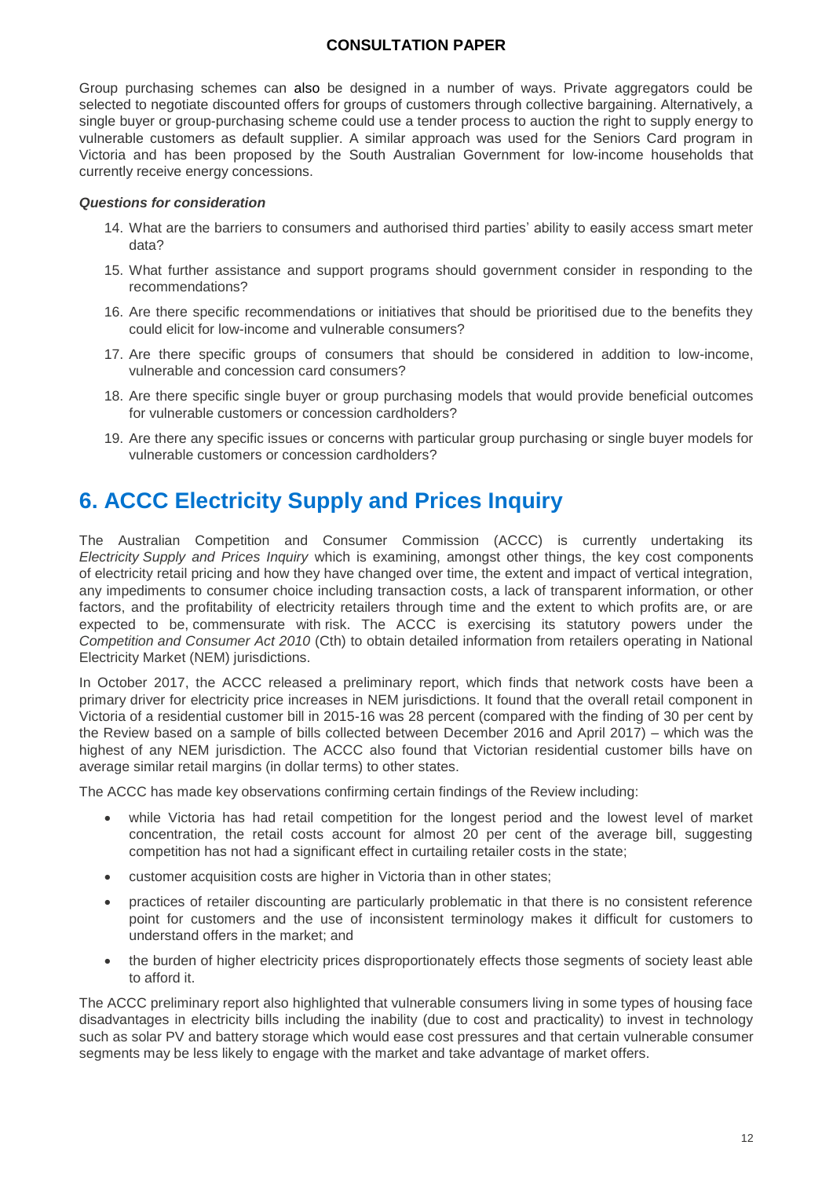Group purchasing schemes can also be designed in a number of ways. Private aggregators could be selected to negotiate discounted offers for groups of customers through collective bargaining. Alternatively, a single buyer or group-purchasing scheme could use a tender process to auction the right to supply energy to vulnerable customers as default supplier. A similar approach was used for the Seniors Card program in Victoria and has been proposed by the South Australian Government for low-income households that currently receive energy concessions.

***Questions for consideration***

14. What are the barriers to consumers and authorised third parties' ability to easily access smart meter data?
15. What further assistance and support programs should government consider in responding to the recommendations?
16. Are there specific recommendations or initiatives that should be prioritised due to the benefits they could elicit for low-income and vulnerable consumers?
17. Are there specific groups of consumers that should be considered in addition to low-income, vulnerable and concession card consumers?
18. Are there specific single buyer or group purchasing models that would provide beneficial outcomes for vulnerable customers or concession cardholders?
19. Are there any specific issues or concerns with particular group purchasing or single buyer models for vulnerable customers or concession cardholders?

# 6. ACCC Electricity Supply and Prices Inquiry

The Australian Competition and Consumer Commission (ACCC) is currently undertaking its *Electricity Supply and Prices Inquiry* which is examining, amongst other things, the key cost components of electricity retail pricing and how they have changed over time, the extent and impact of vertical integration, any impediments to consumer choice including transaction costs, a lack of transparent information, or other factors, and the profitability of electricity retailers through time and the extent to which profits are, or are expected to be, commensurate with risk. The ACCC is exercising its statutory powers under the *Competition and Consumer Act 2010* (Cth) to obtain detailed information from retailers operating in National Electricity Market (NEM) jurisdictions.

In October 2017, the ACCC released a preliminary report, which finds that network costs have been a primary driver for electricity price increases in NEM jurisdictions. It found that the overall retail component in Victoria of a residential customer bill in 2015-16 was 28 percent (compared with the finding of 30 per cent by the Review based on a sample of bills collected between December 2016 and April 2017) – which was the highest of any NEM jurisdiction. The ACCC also found that Victorian residential customer bills have on average similar retail margins (in dollar terms) to other states.

The ACCC has made key observations confirming certain findings of the Review including:

- while Victoria has had retail competition for the longest period and the lowest level of market concentration, the retail costs account for almost 20 per cent of the average bill, suggesting competition has not had a significant effect in curtailing retailer costs in the state;
- customer acquisition costs are higher in Victoria than in other states;
- practices of retailer discounting are particularly problematic in that there is no consistent reference point for customers and the use of inconsistent terminology makes it difficult for customers to understand offers in the market; and
- the burden of higher electricity prices disproportionately effects those segments of society least able to afford it.

The ACCC preliminary report also highlighted that vulnerable consumers living in some types of housing face disadvantages in electricity bills including the inability (due to cost and practicality) to invest in technology such as solar PV and battery storage which would ease cost pressures and that certain vulnerable consumer segments may be less likely to engage with the market and take advantage of market offers.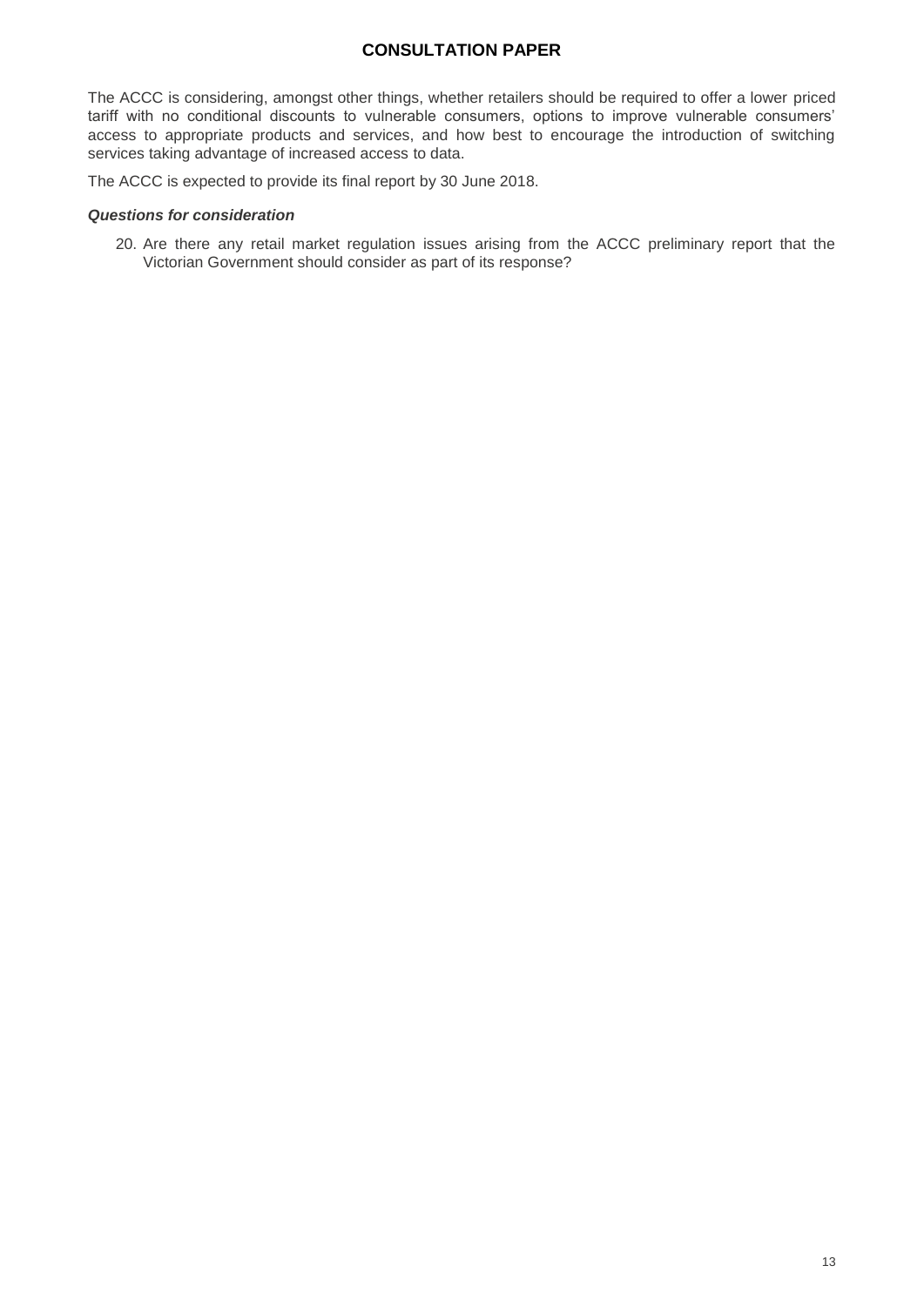The ACCC is considering, amongst other things, whether retailers should be required to offer a lower priced tariff with no conditional discounts to vulnerable consumers, options to improve vulnerable consumers' access to appropriate products and services, and how best to encourage the introduction of switching services taking advantage of increased access to data.

The ACCC is expected to provide its final report by 30 June 2018.

***Questions for consideration***

20. Are there any retail market regulation issues arising from the ACCC preliminary report that the Victorian Government should consider as part of its response?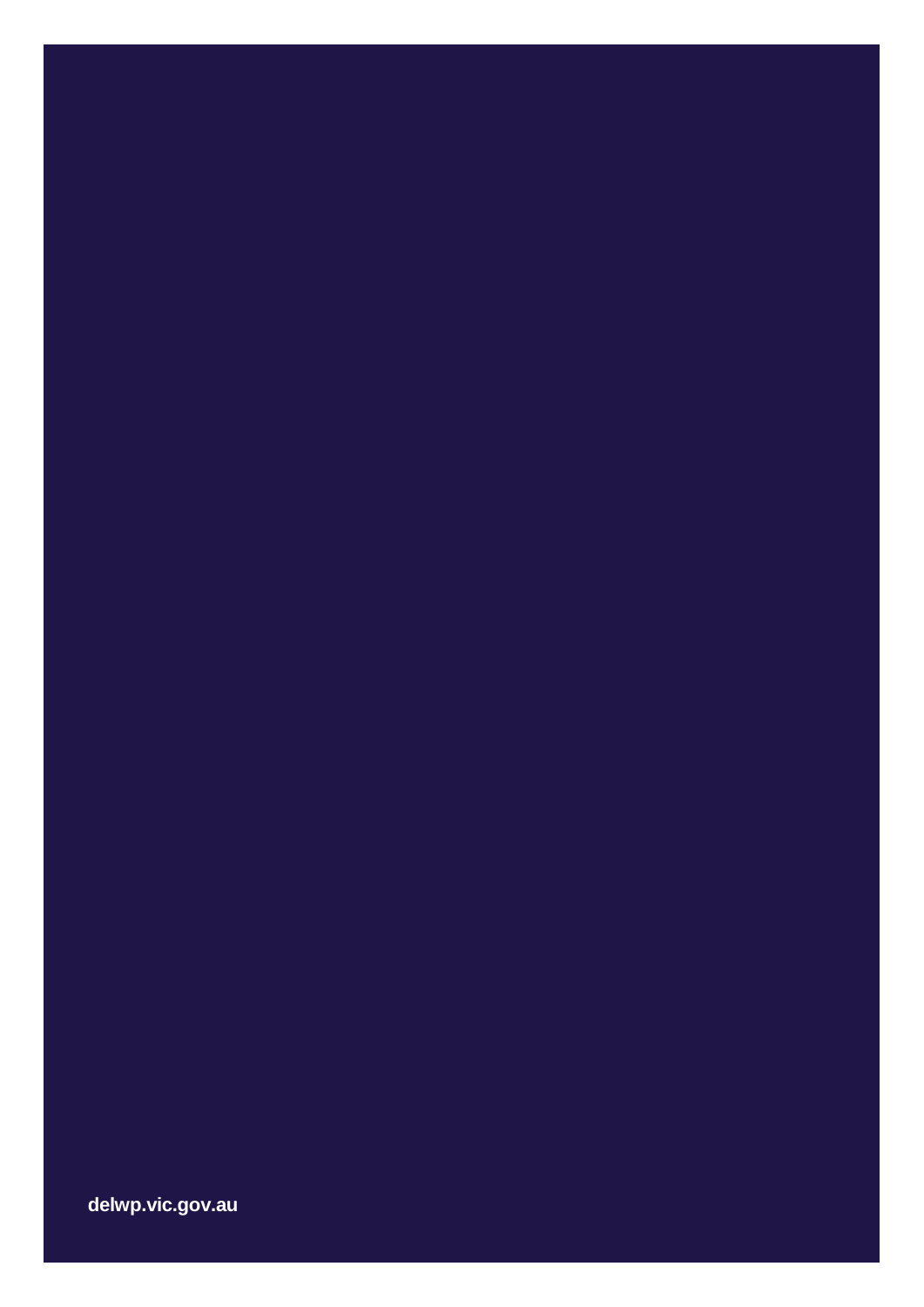**delwp.vic.gov.au**